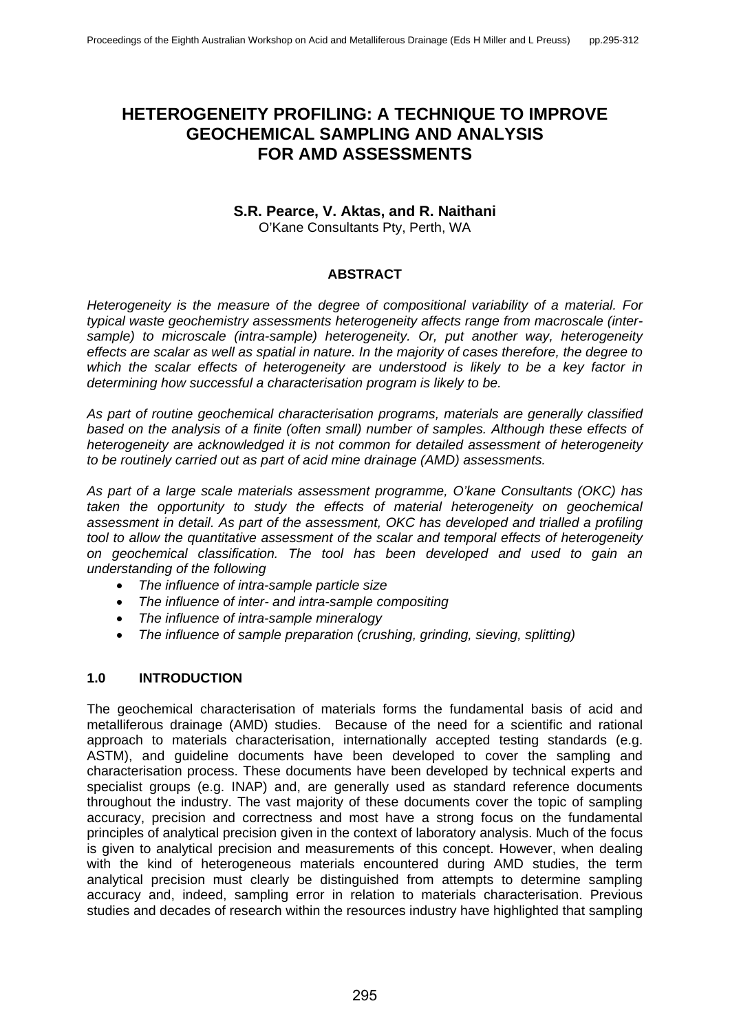# HETEROGENEITY PROFILING: A TECHNIQUE TO IMPROVE GEOCHEMICAL SAMPLING AND ANALYSIS FOR AMD ASSESSMENTS

**S.R. Pearce, V. Aktas, and R. Naithani**

O'Kane Consultants Pty, Perth, WA

## ABSTRACT

*Heterogeneity is the measure of the degree of compositional variability of a material. For typical waste geochemistry assessments heterogeneity affects range from macroscale (inter-sample) to microscale (intra-sample) heterogeneity. Or, put another way, heterogeneity effects are scalar as well as spatial in nature. In the majority of cases therefore, the degree to which the scalar effects of heterogeneity are understood is likely to be a key factor in determining how successful a characterisation program is likely to be.*

*As part of routine geochemical characterisation programs, materials are generally classified based on the analysis of a finite (often small) number of samples. Although these effects of heterogeneity are acknowledged it is not common for detailed assessment of heterogeneity to be routinely carried out as part of acid mine drainage (AMD) assessments.*

*As part of a large scale materials assessment programme, O'kane Consultants (OKC) has taken the opportunity to study the effects of material heterogeneity on geochemical assessment in detail. As part of the assessment, OKC has developed and trialled a profiling tool to allow the quantitative assessment of the scalar and temporal effects of heterogeneity on geochemical classification. The tool has been developed and used to gain an understanding of the following*

- *The influence of intra-sample particle size*
- *The influence of inter- and intra-sample compositing*
- *The influence of intra-sample mineralogy*
- *The influence of sample preparation (crushing, grinding, sieving, splitting)*

## 1.0 INTRODUCTION

The geochemical characterisation of materials forms the fundamental basis of acid and metalliferous drainage (AMD) studies. Because of the need for a scientific and rational approach to materials characterisation, internationally accepted testing standards (e.g. ASTM), and guideline documents have been developed to cover the sampling and characterisation process. These documents have been developed by technical experts and specialist groups (e.g. INAP) and, are generally used as standard reference documents throughout the industry. The vast majority of these documents cover the topic of sampling accuracy, precision and correctness and most have a strong focus on the fundamental principles of analytical precision given in the context of laboratory analysis. Much of the focus is given to analytical precision and measurements of this concept. However, when dealing with the kind of heterogeneous materials encountered during AMD studies, the term analytical precision must clearly be distinguished from attempts to determine sampling accuracy and, indeed, sampling error in relation to materials characterisation. Previous studies and decades of research within the resources industry have highlighted that sampling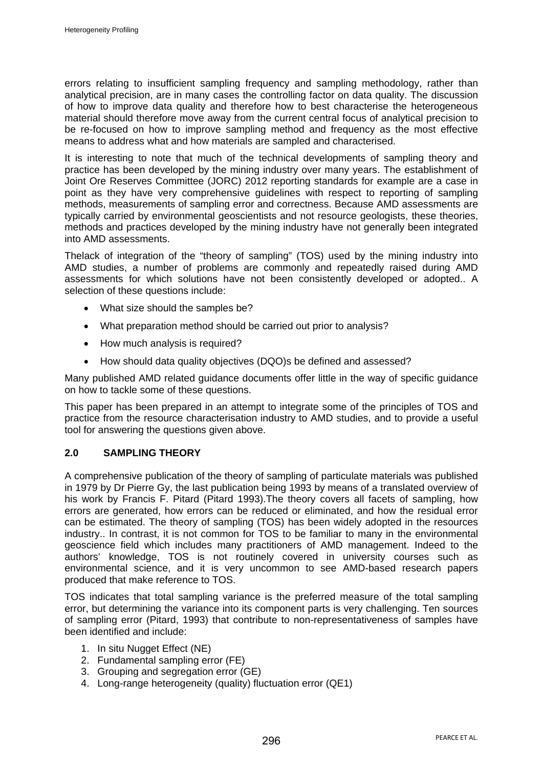errors relating to insufficient sampling frequency and sampling methodology, rather than analytical precision, are in many cases the controlling factor on data quality. The discussion of how to improve data quality and therefore how to best characterise the heterogeneous material should therefore move away from the current central focus of analytical precision to be re-focused on how to improve sampling method and frequency as the most effective means to address what and how materials are sampled and characterised.

It is interesting to note that much of the technical developments of sampling theory and practice has been developed by the mining industry over many years. The establishment of Joint Ore Reserves Committee (JORC) 2012 reporting standards for example are a case in point as they have very comprehensive guidelines with respect to reporting of sampling methods, measurements of sampling error and correctness. Because AMD assessments are typically carried by environmental geoscientists and not resource geologists, these theories, methods and practices developed by the mining industry have not generally been integrated into AMD assessments.

Thelack of integration of the "theory of sampling" (TOS) used by the mining industry into AMD studies, a number of problems are commonly and repeatedly raised during AMD assessments for which solutions have not been consistently developed or adopted.. A selection of these questions include:

- What size should the samples be?
- What preparation method should be carried out prior to analysis?
- How much analysis is required?
- How should data quality objectives (DQO)s be defined and assessed?

Many published AMD related guidance documents offer little in the way of specific guidance on how to tackle some of these questions.

This paper has been prepared in an attempt to integrate some of the principles of TOS and practice from the resource characterisation industry to AMD studies, and to provide a useful tool for answering the questions given above.

## 2.0 SAMPLING THEORY

A comprehensive publication of the theory of sampling of particulate materials was published in 1979 by Dr Pierre Gy, the last publication being 1993 by means of a translated overview of his work by Francis F. Pitard (Pitard 1993).The theory covers all facets of sampling, how errors are generated, how errors can be reduced or eliminated, and how the residual error can be estimated. The theory of sampling (TOS) has been widely adopted in the resources industry.. In contrast, it is not common for TOS to be familiar to many in the environmental geoscience field which includes many practitioners of AMD management. Indeed to the authors' knowledge, TOS is not routinely covered in university courses such as environmental science, and it is very uncommon to see AMD-based research papers produced that make reference to TOS.

TOS indicates that total sampling variance is the preferred measure of the total sampling error, but determining the variance into its component parts is very challenging. Ten sources of sampling error (Pitard, 1993) that contribute to non-representativeness of samples have been identified and include:

1. In situ Nugget Effect (NE)
2. Fundamental sampling error (FE)
3. Grouping and segregation error (GE)
4. Long-range heterogeneity (quality) fluctuation error (QE1)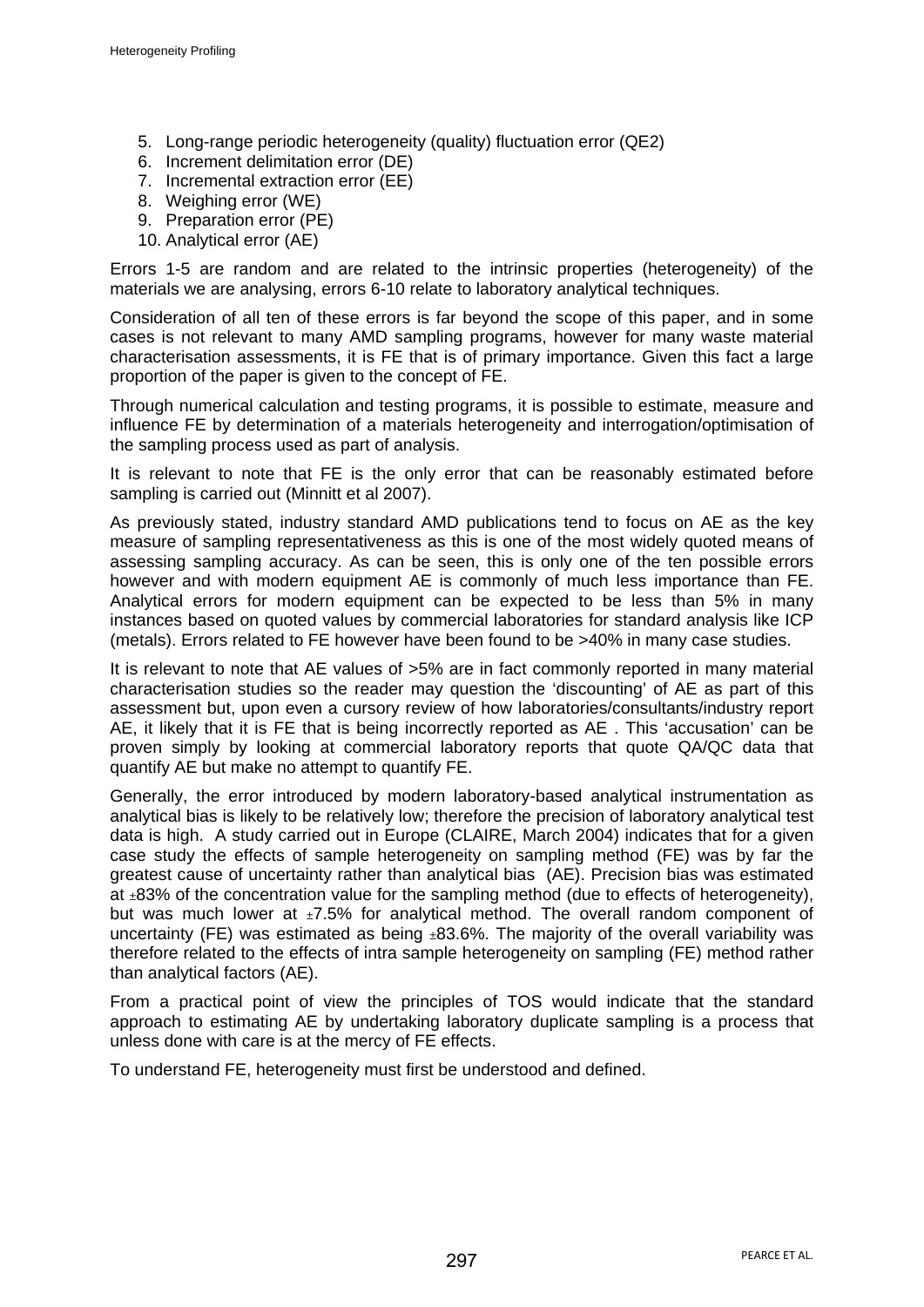5. Long-range periodic heterogeneity (quality) fluctuation error (QE2)
6. Increment delimitation error (DE)
7. Incremental extraction error (EE)
8. Weighing error (WE)
9. Preparation error (PE)
10. Analytical error (AE)

Errors 1-5 are random and are related to the intrinsic properties (heterogeneity) of the materials we are analysing, errors 6-10 relate to laboratory analytical techniques.

Consideration of all ten of these errors is far beyond the scope of this paper, and in some cases is not relevant to many AMD sampling programs, however for many waste material characterisation assessments, it is FE that is of primary importance. Given this fact a large proportion of the paper is given to the concept of FE.

Through numerical calculation and testing programs, it is possible to estimate, measure and influence FE by determination of a materials heterogeneity and interrogation/optimisation of the sampling process used as part of analysis.

It is relevant to note that FE is the only error that can be reasonably estimated before sampling is carried out (Minnitt et al 2007).

As previously stated, industry standard AMD publications tend to focus on AE as the key measure of sampling representativeness as this is one of the most widely quoted means of assessing sampling accuracy. As can be seen, this is only one of the ten possible errors however and with modern equipment AE is commonly of much less importance than FE. Analytical errors for modern equipment can be expected to be less than 5% in many instances based on quoted values by commercial laboratories for standard analysis like ICP (metals). Errors related to FE however have been found to be >40% in many case studies.

It is relevant to note that AE values of >5% are in fact commonly reported in many material characterisation studies so the reader may question the 'discounting' of AE as part of this assessment but, upon even a cursory review of how laboratories/consultants/industry report AE, it likely that it is FE that is being incorrectly reported as AE . This 'accusation' can be proven simply by looking at commercial laboratory reports that quote QA/QC data that quantify AE but make no attempt to quantify FE.

Generally, the error introduced by modern laboratory-based analytical instrumentation as analytical bias is likely to be relatively low; therefore the precision of laboratory analytical test data is high. A study carried out in Europe (CLAIRE, March 2004) indicates that for a given case study the effects of sample heterogeneity on sampling method (FE) was by far the greatest cause of uncertainty rather than analytical bias (AE). Precision bias was estimated at ±83% of the concentration value for the sampling method (due to effects of heterogeneity), but was much lower at ±7.5% for analytical method. The overall random component of uncertainty (FE) was estimated as being ±83.6%. The majority of the overall variability was therefore related to the effects of intra sample heterogeneity on sampling (FE) method rather than analytical factors (AE).

From a practical point of view the principles of TOS would indicate that the standard approach to estimating AE by undertaking laboratory duplicate sampling is a process that unless done with care is at the mercy of FE effects.

To understand FE, heterogeneity must first be understood and defined.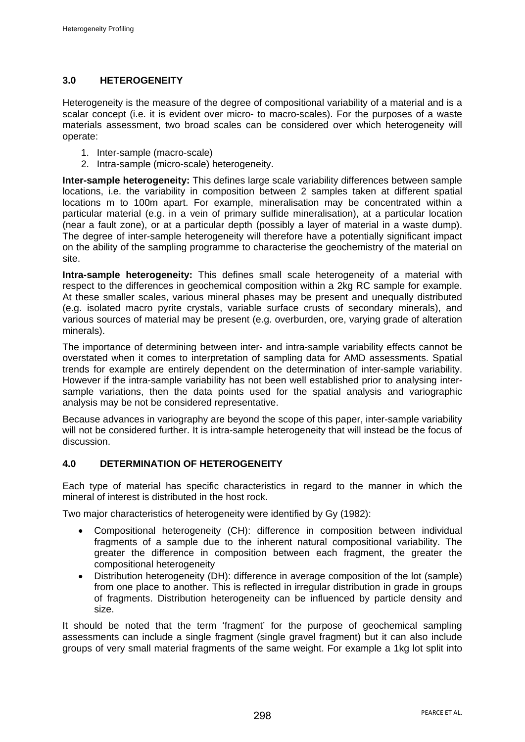## 3.0 HETEROGENEITY

Heterogeneity is the measure of the degree of compositional variability of a material and is a scalar concept (i.e. it is evident over micro- to macro-scales). For the purposes of a waste materials assessment, two broad scales can be considered over which heterogeneity will operate:

1. Inter-sample (macro-scale)
2. Intra-sample (micro-scale) heterogeneity.

**Inter-sample heterogeneity:** This defines large scale variability differences between sample locations, i.e. the variability in composition between 2 samples taken at different spatial locations m to 100m apart. For example, mineralisation may be concentrated within a particular material (e.g. in a vein of primary sulfide mineralisation), at a particular location (near a fault zone), or at a particular depth (possibly a layer of material in a waste dump). The degree of inter-sample heterogeneity will therefore have a potentially significant impact on the ability of the sampling programme to characterise the geochemistry of the material on site.

**Intra-sample heterogeneity:** This defines small scale heterogeneity of a material with respect to the differences in geochemical composition within a 2kg RC sample for example. At these smaller scales, various mineral phases may be present and unequally distributed (e.g. isolated macro pyrite crystals, variable surface crusts of secondary minerals), and various sources of material may be present (e.g. overburden, ore, varying grade of alteration minerals).

The importance of determining between inter- and intra-sample variability effects cannot be overstated when it comes to interpretation of sampling data for AMD assessments. Spatial trends for example are entirely dependent on the determination of inter-sample variability. However if the intra-sample variability has not been well established prior to analysing inter-sample variations, then the data points used for the spatial analysis and variographic analysis may be not be considered representative.

Because advances in variography are beyond the scope of this paper, inter-sample variability will not be considered further. It is intra-sample heterogeneity that will instead be the focus of discussion.

## 4.0 DETERMINATION OF HETEROGENEITY

Each type of material has specific characteristics in regard to the manner in which the mineral of interest is distributed in the host rock.

Two major characteristics of heterogeneity were identified by Gy (1982):

- Compositional heterogeneity (CH): difference in composition between individual fragments of a sample due to the inherent natural compositional variability. The greater the difference in composition between each fragment, the greater the compositional heterogeneity
- Distribution heterogeneity (DH): difference in average composition of the lot (sample) from one place to another. This is reflected in irregular distribution in grade in groups of fragments. Distribution heterogeneity can be influenced by particle density and size.

It should be noted that the term 'fragment' for the purpose of geochemical sampling assessments can include a single fragment (single gravel fragment) but it can also include groups of very small material fragments of the same weight. For example a 1kg lot split into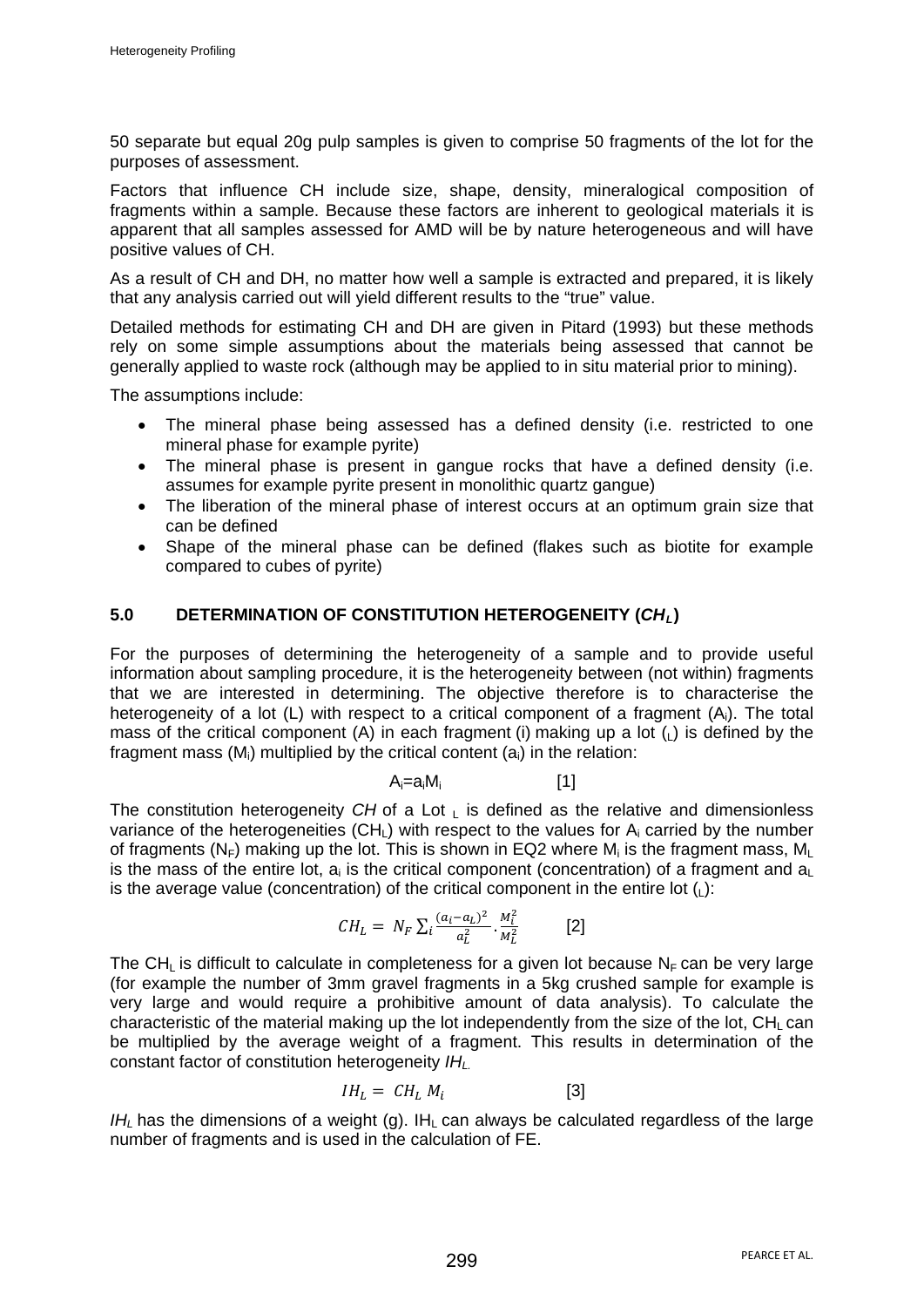50 separate but equal 20g pulp samples is given to comprise 50 fragments of the lot for the purposes of assessment.

Factors that influence CH include size, shape, density, mineralogical composition of fragments within a sample. Because these factors are inherent to geological materials it is apparent that all samples assessed for AMD will be by nature heterogeneous and will have positive values of CH.

As a result of CH and DH, no matter how well a sample is extracted and prepared, it is likely that any analysis carried out will yield different results to the "true" value.

Detailed methods for estimating CH and DH are given in Pitard (1993) but these methods rely on some simple assumptions about the materials being assessed that cannot be generally applied to waste rock (although may be applied to in situ material prior to mining).

The assumptions include:

- The mineral phase being assessed has a defined density (i.e. restricted to one mineral phase for example pyrite)
- The mineral phase is present in gangue rocks that have a defined density (i.e. assumes for example pyrite present in monolithic quartz gangue)
- The liberation of the mineral phase of interest occurs at an optimum grain size that can be defined
- Shape of the mineral phase can be defined (flakes such as biotite for example compared to cubes of pyrite)

## 5.0 DETERMINATION OF CONSTITUTION HETEROGENEITY ($CH_L$)

For the purposes of determining the heterogeneity of a sample and to provide useful information about sampling procedure, it is the heterogeneity between (not within) fragments that we are interested in determining. The objective therefore is to characterise the heterogeneity of a lot (L) with respect to a critical component of a fragment ($A_i$). The total mass of the critical component (A) in each fragment (i) making up a lot ($_L$) is defined by the fragment mass ($M_i$) multiplied by the critical content ($a_i$) in the relation:

$$A_i = a_i M_i \qquad [1]$$

The constitution heterogeneity *CH* of a Lot $_L$ is defined as the relative and dimensionless variance of the heterogeneities ($CH_L$) with respect to the values for $A_i$ carried by the number of fragments ($N_F$) making up the lot. This is shown in EQ2 where $M_i$ is the fragment mass, $M_L$ is the mass of the entire lot, $a_i$ is the critical component (concentration) of a fragment and $a_L$ is the average value (concentration) of the critical component in the entire lot ($_L$):

$$CH_L = N_F \sum_i \frac{(a_i - a_L)^2}{a_L^2} \cdot \frac{M_i^2}{M_L^2} \qquad [2]$$

The $CH_L$ is difficult to calculate in completeness for a given lot because $N_F$ can be very large (for example the number of 3mm gravel fragments in a 5kg crushed sample for example is very large and would require a prohibitive amount of data analysis). To calculate the characteristic of the material making up the lot independently from the size of the lot, $CH_L$ can be multiplied by the average weight of a fragment. This results in determination of the constant factor of constitution heterogeneity $IH_L$.

$$IH_L = CH_L \, M_i \qquad [3]$$

$IH_L$ has the dimensions of a weight (g). $IH_L$ can always be calculated regardless of the large number of fragments and is used in the calculation of FE.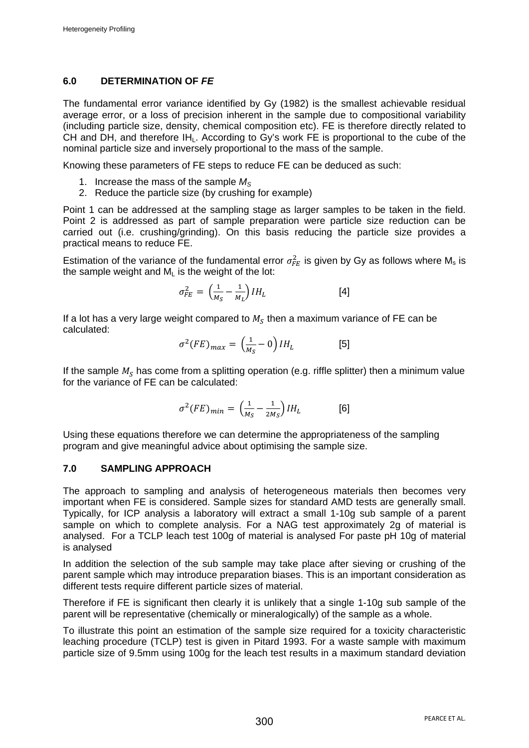## 6.0 DETERMINATION OF *FE*

The fundamental error variance identified by Gy (1982) is the smallest achievable residual average error, or a loss of precision inherent in the sample due to compositional variability (including particle size, density, chemical composition etc). FE is therefore directly related to CH and DH, and therefore $IH_L$. According to Gy's work FE is proportional to the cube of the nominal particle size and inversely proportional to the mass of the sample.

Knowing these parameters of FE steps to reduce FE can be deduced as such:

1. Increase the mass of the sample $M_S$
2. Reduce the particle size (by crushing for example)

Point 1 can be addressed at the sampling stage as larger samples to be taken in the field. Point 2 is addressed as part of sample preparation were particle size reduction can be carried out (i.e. crushing/grinding). On this basis reducing the particle size provides a practical means to reduce FE.

Estimation of the variance of the fundamental error $\sigma_{FE}^2$ is given by Gy as follows where $M_s$ is the sample weight and $M_L$ is the weight of the lot:

$$\sigma_{FE}^2 = \left(\frac{1}{M_S} - \frac{1}{M_L}\right) IH_L \qquad [4]$$

If a lot has a very large weight compared to $M_S$ then a maximum variance of FE can be calculated:

$$\sigma^2(FE)_{max} = \left(\frac{1}{M_S} - 0\right) IH_L \qquad [5]$$

If the sample $M_S$ has come from a splitting operation (e.g. riffle splitter) then a minimum value for the variance of FE can be calculated:

$$\sigma^2(FE)_{min} = \left(\frac{1}{M_S} - \frac{1}{2M_S}\right) IH_L \qquad [6]$$

Using these equations therefore we can determine the appropriateness of the sampling program and give meaningful advice about optimising the sample size.

## 7.0 SAMPLING APPROACH

The approach to sampling and analysis of heterogeneous materials then becomes very important when FE is considered. Sample sizes for standard AMD tests are generally small. Typically, for ICP analysis a laboratory will extract a small 1-10g sub sample of a parent sample on which to complete analysis. For a NAG test approximately 2g of material is analysed. For a TCLP leach test 100g of material is analysed For paste pH 10g of material is analysed

In addition the selection of the sub sample may take place after sieving or crushing of the parent sample which may introduce preparation biases. This is an important consideration as different tests require different particle sizes of material.

Therefore if FE is significant then clearly it is unlikely that a single 1-10g sub sample of the parent will be representative (chemically or mineralogically) of the sample as a whole.

To illustrate this point an estimation of the sample size required for a toxicity characteristic leaching procedure (TCLP) test is given in Pitard 1993. For a waste sample with maximum particle size of 9.5mm using 100g for the leach test results in a maximum standard deviation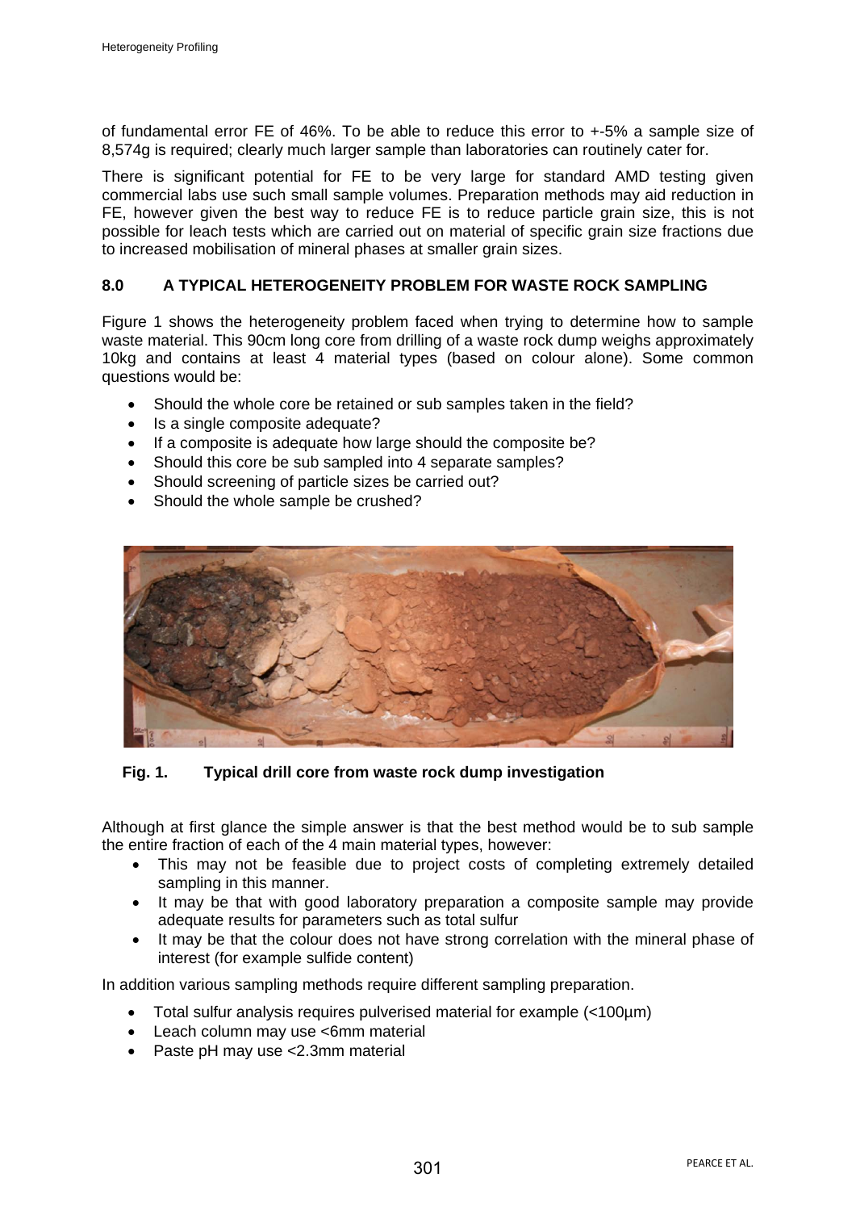of fundamental error FE of 46%. To be able to reduce this error to +-5% a sample size of 8,574g is required; clearly much larger sample than laboratories can routinely cater for.

There is significant potential for FE to be very large for standard AMD testing given commercial labs use such small sample volumes. Preparation methods may aid reduction in FE, however given the best way to reduce FE is to reduce particle grain size, this is not possible for leach tests which are carried out on material of specific grain size fractions due to increased mobilisation of mineral phases at smaller grain sizes.

## 8.0 A TYPICAL HETEROGENEITY PROBLEM FOR WASTE ROCK SAMPLING

Figure 1 shows the heterogeneity problem faced when trying to determine how to sample waste material. This 90cm long core from drilling of a waste rock dump weighs approximately 10kg and contains at least 4 material types (based on colour alone). Some common questions would be:

- Should the whole core be retained or sub samples taken in the field?
- Is a single composite adequate?
- If a composite is adequate how large should the composite be?
- Should this core be sub sampled into 4 separate samples?
- Should screening of particle sizes be carried out?
- Should the whole sample be crushed?

**Fig. 1. Typical drill core from waste rock dump investigation**

Although at first glance the simple answer is that the best method would be to sub sample the entire fraction of each of the 4 main material types, however:

- This may not be feasible due to project costs of completing extremely detailed sampling in this manner.
- It may be that with good laboratory preparation a composite sample may provide adequate results for parameters such as total sulfur
- It may be that the colour does not have strong correlation with the mineral phase of interest (for example sulfide content)

In addition various sampling methods require different sampling preparation.

- Total sulfur analysis requires pulverised material for example (<100µm)
- Leach column may use <6mm material
- Paste pH may use <2.3mm material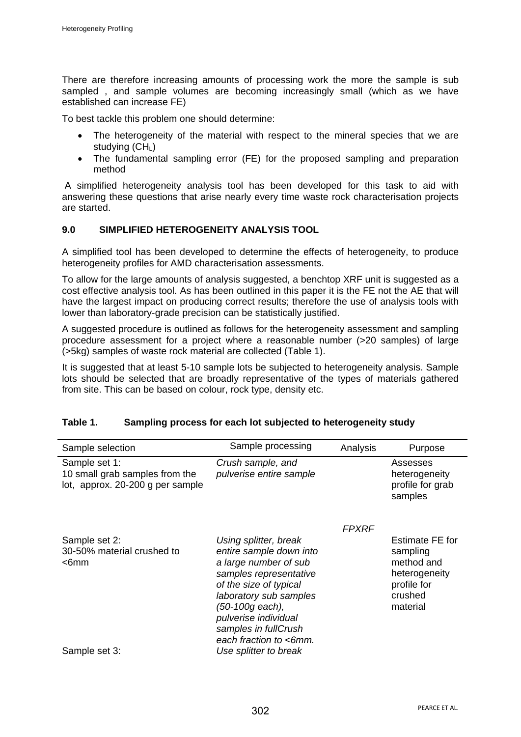There are therefore increasing amounts of processing work the more the sample is sub sampled , and sample volumes are becoming increasingly small (which as we have established can increase FE)

To best tackle this problem one should determine:

- The heterogeneity of the material with respect to the mineral species that we are studying ($CH_L$)
- The fundamental sampling error (FE) for the proposed sampling and preparation method

A simplified heterogeneity analysis tool has been developed for this task to aid with answering these questions that arise nearly every time waste rock characterisation projects are started.

## 9.0 SIMPLIFIED HETEROGENEITY ANALYSIS TOOL

A simplified tool has been developed to determine the effects of heterogeneity, to produce heterogeneity profiles for AMD characterisation assessments.

To allow for the large amounts of analysis suggested, a benchtop XRF unit is suggested as a cost effective analysis tool. As has been outlined in this paper it is the FE not the AE that will have the largest impact on producing correct results; therefore the use of analysis tools with lower than laboratory-grade precision can be statistically justified.

A suggested procedure is outlined as follows for the heterogeneity assessment and sampling procedure assessment for a project where a reasonable number (>20 samples) of large (>5kg) samples of waste rock material are collected (Table 1).

It is suggested that at least 5-10 sample lots be subjected to heterogeneity analysis. Sample lots should be selected that are broadly representative of the types of materials gathered from site. This can be based on colour, rock type, density etc.

**Table 1. Sampling process for each lot subjected to heterogeneity study**

| Sample selection | Sample processing | Analysis | Purpose |
|---|---|---|---|
| Sample set 1: 10 small grab samples from the lot, approx. 20-200 g per sample | *Crush sample, and pulverise entire sample* | | Assesses heterogeneity profile for grab samples |
| Sample set 2: 30-50% material crushed to <6mm | *Using splitter, break entire sample down into a large number of sub samples representative of the size of typical laboratory sub samples (50-100g each), pulverise individual samples in fullCrush each fraction to <6mm.* | *FPXRF* | Estimate FE for sampling method and heterogeneity profile for crushed material |
| Sample set 3: | *Use splitter to break* | | |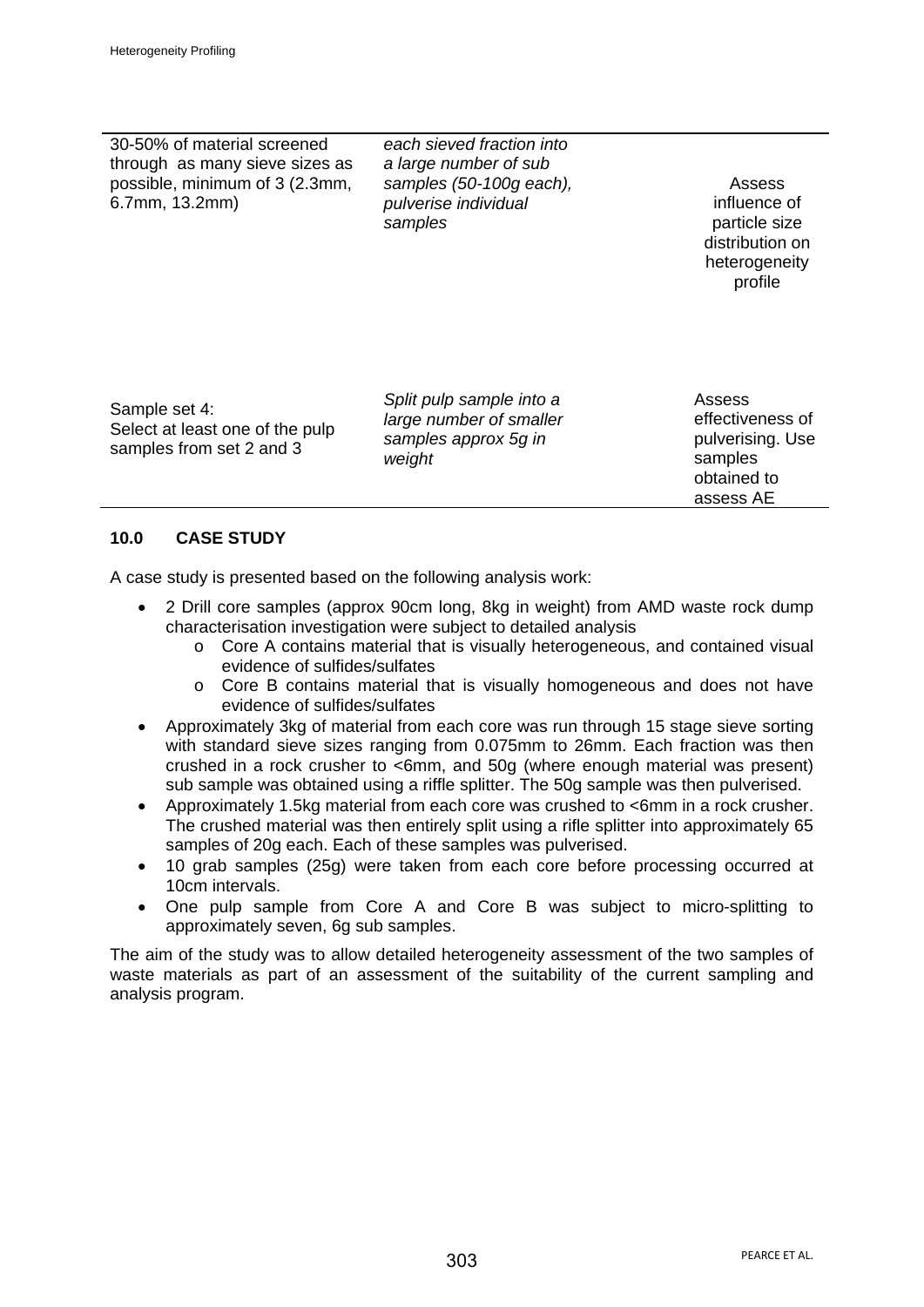| | | |
|---|---|---|
| 30-50% of material screened through as many sieve sizes as possible, minimum of 3 (2.3mm, 6.7mm, 13.2mm) | *each sieved fraction into a large number of sub samples (50-100g each), pulverise individual samples* | Assess influence of particle size distribution on heterogeneity profile |
| Sample set 4: Select at least one of the pulp samples from set 2 and 3 | *Split pulp sample into a large number of smaller samples approx 5g in weight* | Assess effectiveness of pulverising. Use samples obtained to assess AE |

## 10.0 CASE STUDY

A case study is presented based on the following analysis work:

- 2 Drill core samples (approx 90cm long, 8kg in weight) from AMD waste rock dump characterisation investigation were subject to detailed analysis
    - Core A contains material that is visually heterogeneous, and contained visual evidence of sulfides/sulfates
    - Core B contains material that is visually homogeneous and does not have evidence of sulfides/sulfates
- Approximately 3kg of material from each core was run through 15 stage sieve sorting with standard sieve sizes ranging from 0.075mm to 26mm. Each fraction was then crushed in a rock crusher to <6mm, and 50g (where enough material was present) sub sample was obtained using a riffle splitter. The 50g sample was then pulverised.
- Approximately 1.5kg material from each core was crushed to <6mm in a rock crusher. The crushed material was then entirely split using a rifle splitter into approximately 65 samples of 20g each. Each of these samples was pulverised.
- 10 grab samples (25g) were taken from each core before processing occurred at 10cm intervals.
- One pulp sample from Core A and Core B was subject to micro-splitting to approximately seven, 6g sub samples.

The aim of the study was to allow detailed heterogeneity assessment of the two samples of waste materials as part of an assessment of the suitability of the current sampling and analysis program.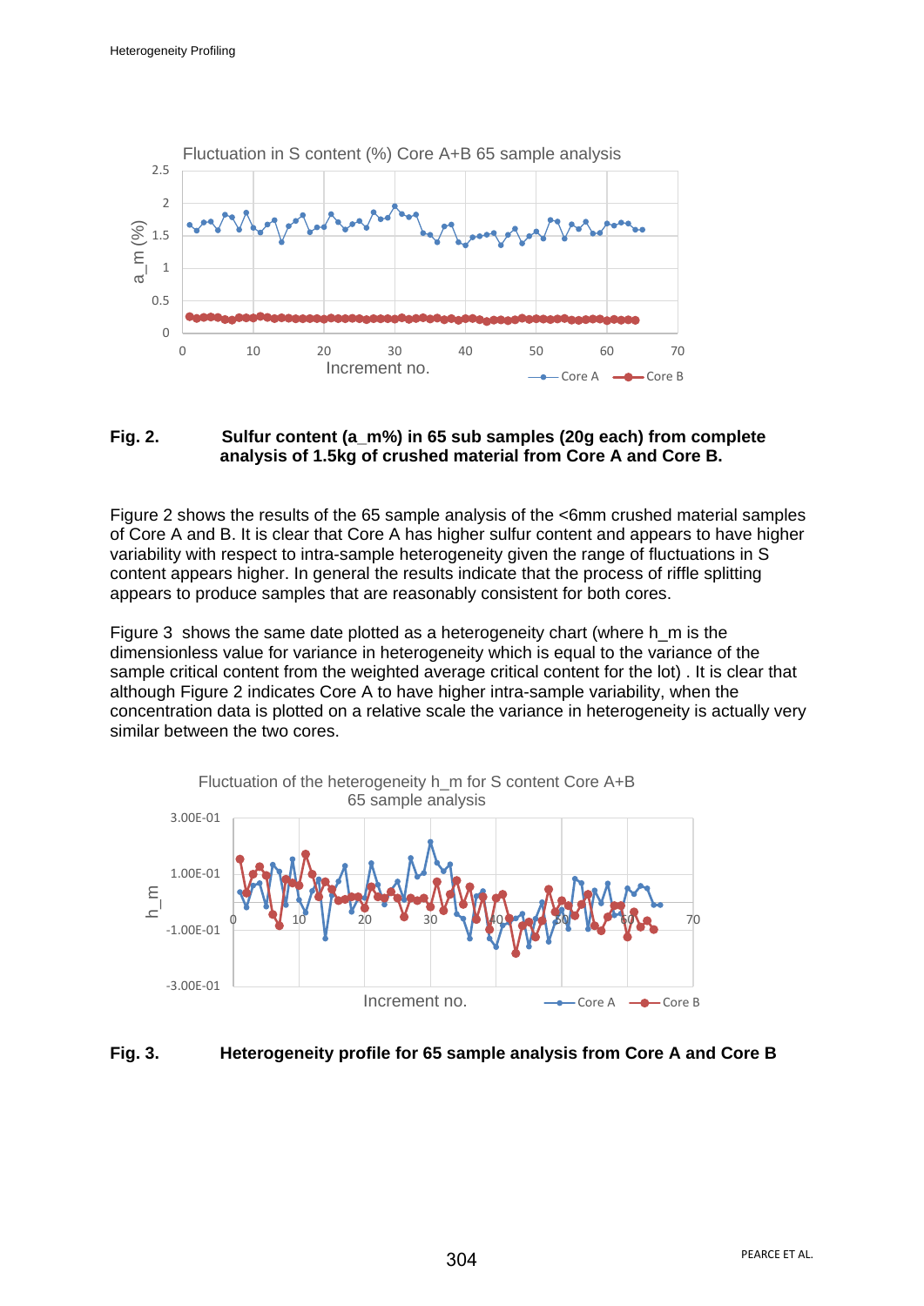**Fig. 2.** **Sulfur content ($a_m$%) in 65 sub samples (20g each) from complete analysis of 1.5kg of crushed material from Core A and Core B.**

Figure 2 shows the results of the 65 sample analysis of the <6mm crushed material samples of Core A and B. It is clear that Core A has higher sulfur content and appears to have higher variability with respect to intra-sample heterogeneity given the range of fluctuations in S content appears higher. In general the results indicate that the process of riffle splitting appears to produce samples that are reasonably consistent for both cores.

Figure 3 shows the same date plotted as a heterogeneity chart (where $h_m$ is the dimensionless value for variance in heterogeneity which is equal to the variance of the sample critical content from the weighted average critical content for the lot) . It is clear that although Figure 2 indicates Core A to have higher intra-sample variability, when the concentration data is plotted on a relative scale the variance in heterogeneity is actually very similar between the two cores.

**Fig. 3.** **Heterogeneity profile for 65 sample analysis from Core A and Core B**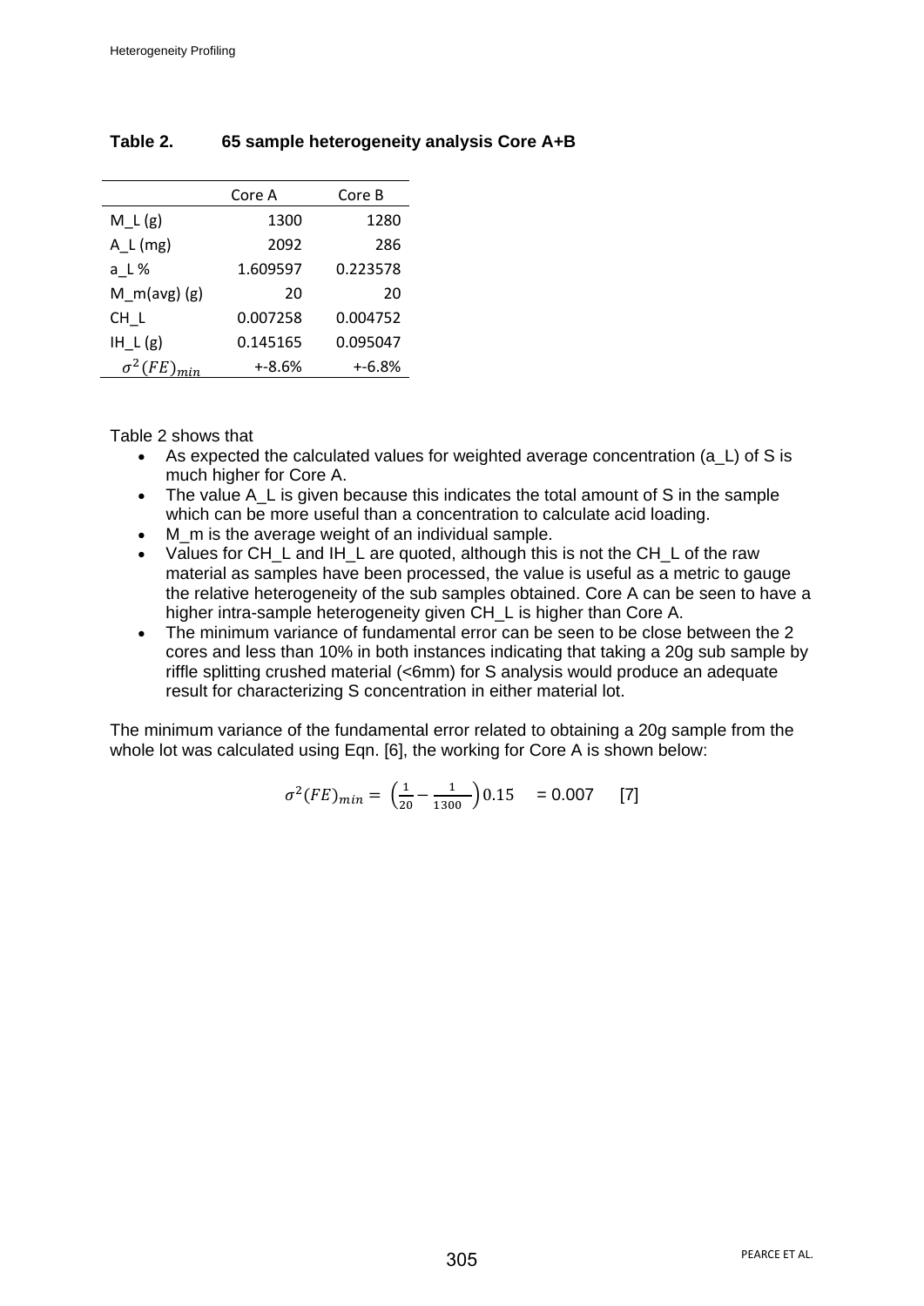**Table 2. 65 sample heterogeneity analysis Core A+B**

| | Core A | Core B |
|---|---|---|
| M_L (g) | 1300 | 1280 |
| A_L (mg) | 2092 | 286 |
| a_L % | 1.609597 | 0.223578 |
| M_m(avg) (g) | 20 | 20 |
| CH_L | 0.007258 | 0.004752 |
| IH_L (g) | 0.145165 | 0.095047 |
| $\sigma^2(FE)_{min}$ | +-8.6% | +-6.8% |

Table 2 shows that

- As expected the calculated values for weighted average concentration (a_L) of S is much higher for Core A.
- The value A_L is given because this indicates the total amount of S in the sample which can be more useful than a concentration to calculate acid loading.
- M_m is the average weight of an individual sample.
- Values for CH_L and IH_L are quoted, although this is not the CH_L of the raw material as samples have been processed, the value is useful as a metric to gauge the relative heterogeneity of the sub samples obtained. Core A can be seen to have a higher intra-sample heterogeneity given CH_L is higher than Core A.
- The minimum variance of fundamental error can be seen to be close between the 2 cores and less than 10% in both instances indicating that taking a 20g sub sample by riffle splitting crushed material (<6mm) for S analysis would produce an adequate result for characterizing S concentration in either material lot.

The minimum variance of the fundamental error related to obtaining a 20g sample from the whole lot was calculated using Eqn. [6], the working for Core A is shown below:

$$\sigma^2(FE)_{min} = \left(\frac{1}{20} - \frac{1}{1300}\right)0.15 \quad = 0.007 \qquad [7]$$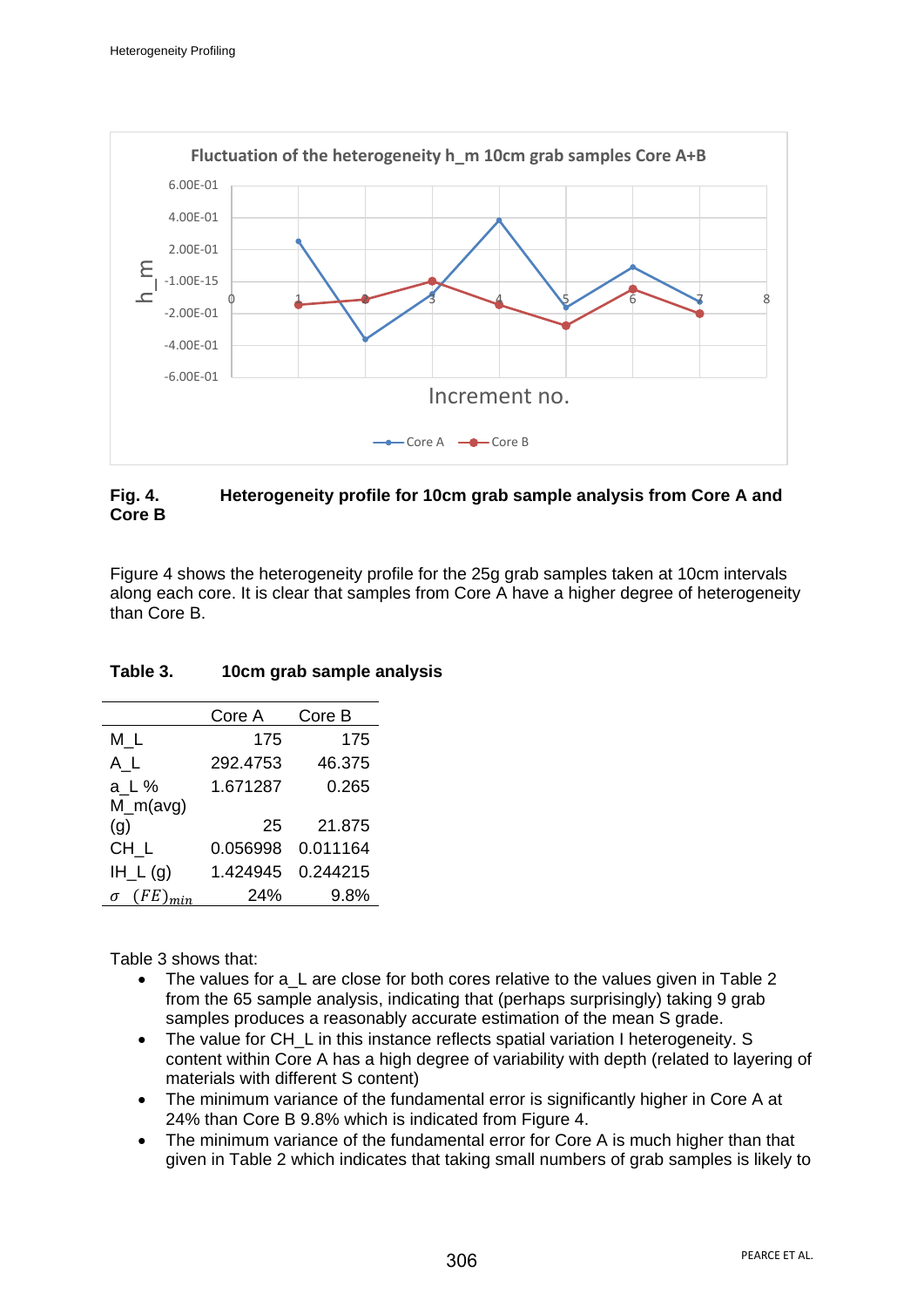**Fig. 4. Heterogeneity profile for 10cm grab sample analysis from Core A and Core B**

Figure 4 shows the heterogeneity profile for the 25g grab samples taken at 10cm intervals along each core. It is clear that samples from Core A have a higher degree of heterogeneity than Core B.

**Table 3. 10cm grab sample analysis**

| | Core A | Core B |
|---|---|---|
| M_L | 175 | 175 |
| A_L | 292.4753 | 46.375 |
| a_L % | 1.671287 | 0.265 |
| M_m(avg) (g) | 25 | 21.875 |
| CH_L | 0.056998 | 0.011164 |
| IH_L (g) | 1.424945 | 0.244215 |
| $\sigma \quad (FE)_{min}$ | 24% | 9.8% |

Table 3 shows that:

- The values for a_L are close for both cores relative to the values given in Table 2 from the 65 sample analysis, indicating that (perhaps surprisingly) taking 9 grab samples produces a reasonably accurate estimation of the mean S grade.
- The value for CH_L in this instance reflects spatial variation I heterogeneity. S content within Core A has a high degree of variability with depth (related to layering of materials with different S content)
- The minimum variance of the fundamental error is significantly higher in Core A at 24% than Core B 9.8% which is indicated from Figure 4.
- The minimum variance of the fundamental error for Core A is much higher than that given in Table 2 which indicates that taking small numbers of grab samples is likely to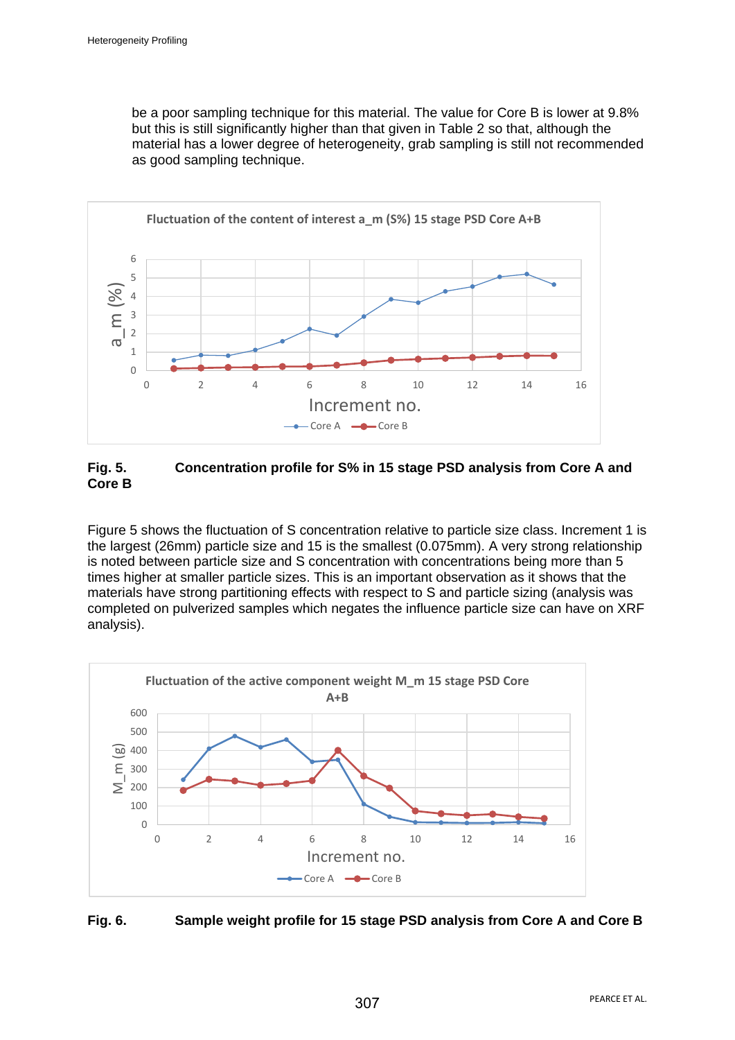be a poor sampling technique for this material. The value for Core B is lower at 9.8% but this is still significantly higher than that given in Table 2 so that, although the material has a lower degree of heterogeneity, grab sampling is still not recommended as good sampling technique.

**Fig. 5.** **Concentration profile for S% in 15 stage PSD analysis from Core A and Core B**

Figure 5 shows the fluctuation of S concentration relative to particle size class. Increment 1 is the largest (26mm) particle size and 15 is the smallest (0.075mm). A very strong relationship is noted between particle size and S concentration with concentrations being more than 5 times higher at smaller particle sizes. This is an important observation as it shows that the materials have strong partitioning effects with respect to S and particle sizing (analysis was completed on pulverized samples which negates the influence particle size can have on XRF analysis).

**Fig. 6.** **Sample weight profile for 15 stage PSD analysis from Core A and Core B**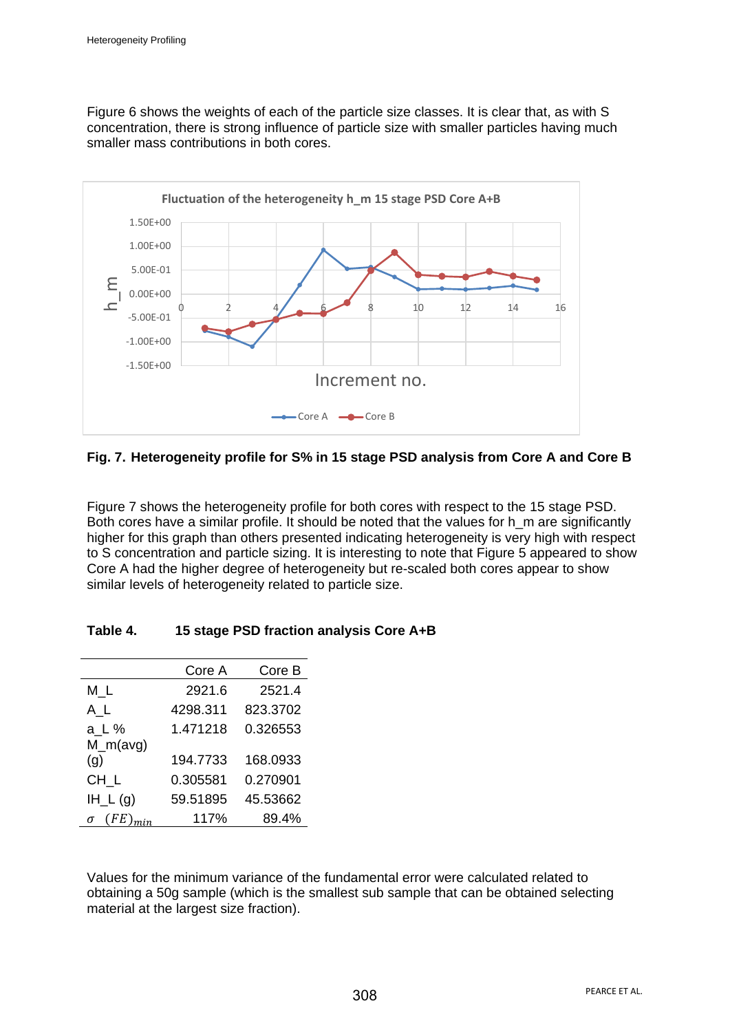Figure 6 shows the weights of each of the particle size classes. It is clear that, as with S concentration, there is strong influence of particle size with smaller particles having much smaller mass contributions in both cores.

**Fig. 7. Heterogeneity profile for S% in 15 stage PSD analysis from Core A and Core B**

Figure 7 shows the heterogeneity profile for both cores with respect to the 15 stage PSD. Both cores have a similar profile. It should be noted that the values for h_m are significantly higher for this graph than others presented indicating heterogeneity is very high with respect to S concentration and particle sizing. It is interesting to note that Figure 5 appeared to show Core A had the higher degree of heterogeneity but re-scaled both cores appear to show similar levels of heterogeneity related to particle size.

**Table 4. 15 stage PSD fraction analysis Core A+B**

| | Core A | Core B |
|---|---|---|
| M_L | 2921.6 | 2521.4 |
| A_L | 4298.311 | 823.3702 |
| a_L % | 1.471218 | 0.326553 |
| M_m(avg) (g) | 194.7733 | 168.0933 |
| CH_L | 0.305581 | 0.270901 |
| IH_L (g) | 59.51895 | 45.53662 |
| $\sigma \ (FE)_{min}$ | 117% | 89.4% |

Values for the minimum variance of the fundamental error were calculated related to obtaining a 50g sample (which is the smallest sub sample that can be obtained selecting material at the largest size fraction).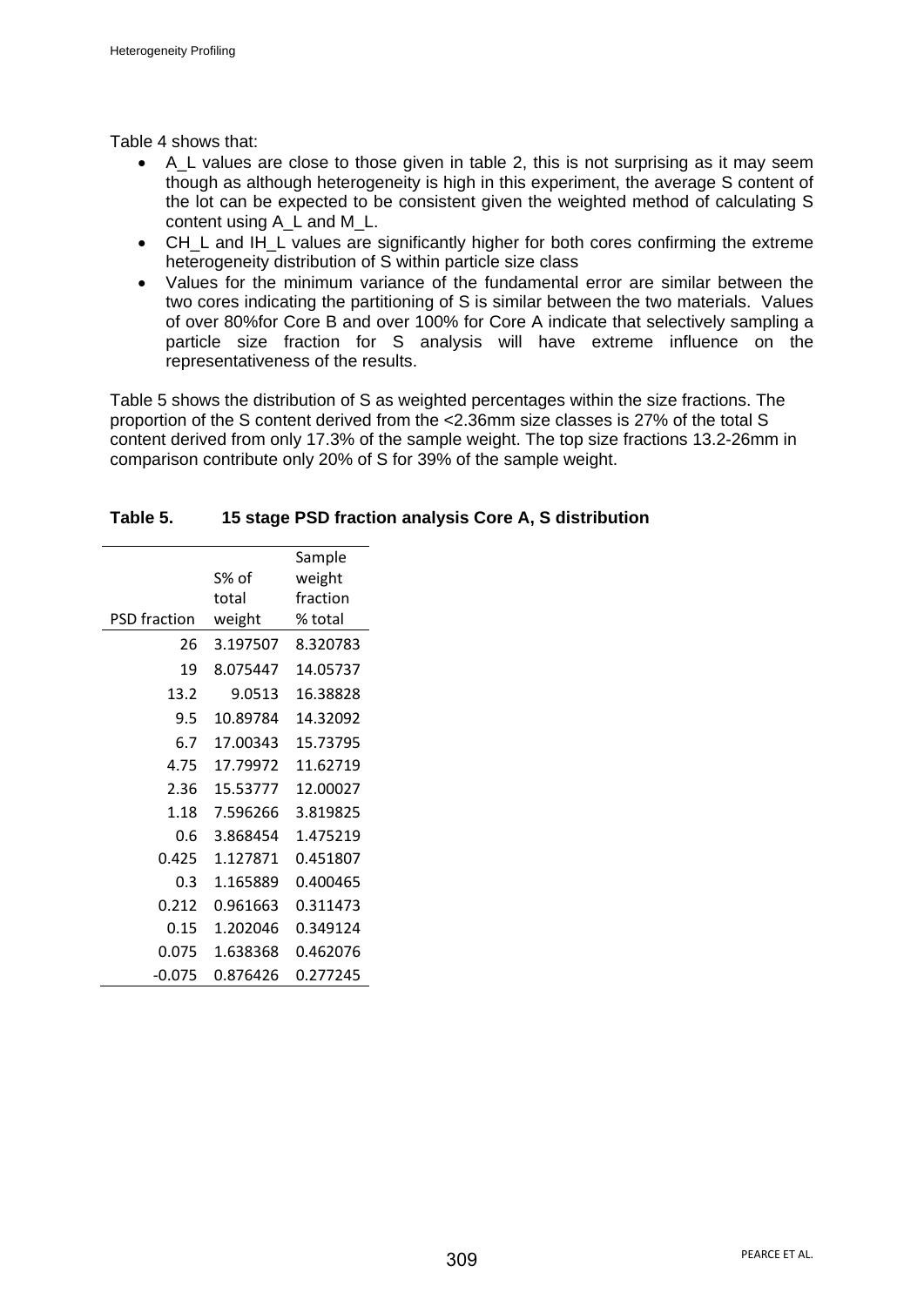Table 4 shows that:

- A_L values are close to those given in table 2, this is not surprising as it may seem though as although heterogeneity is high in this experiment, the average S content of the lot can be expected to be consistent given the weighted method of calculating S content using A_L and M_L.
- CH_L and IH_L values are significantly higher for both cores confirming the extreme heterogeneity distribution of S within particle size class
- Values for the minimum variance of the fundamental error are similar between the two cores indicating the partitioning of S is similar between the two materials. Values of over 80%for Core B and over 100% for Core A indicate that selectively sampling a particle size fraction for S analysis will have extreme influence on the representativeness of the results.

Table 5 shows the distribution of S as weighted percentages within the size fractions. The proportion of the S content derived from the <2.36mm size classes is 27% of the total S content derived from only 17.3% of the sample weight. The top size fractions 13.2-26mm in comparison contribute only 20% of S for 39% of the sample weight.

**Table 5. 15 stage PSD fraction analysis Core A, S distribution**

| PSD fraction | S% of total weight | Sample weight fraction % total |
|---|---|---|
| 26 | 3.197507 | 8.320783 |
| 19 | 8.075447 | 14.05737 |
| 13.2 | 9.0513 | 16.38828 |
| 9.5 | 10.89784 | 14.32092 |
| 6.7 | 17.00343 | 15.73795 |
| 4.75 | 17.79972 | 11.62719 |
| 2.36 | 15.53777 | 12.00027 |
| 1.18 | 7.596266 | 3.819825 |
| 0.6 | 3.868454 | 1.475219 |
| 0.425 | 1.127871 | 0.451807 |
| 0.3 | 1.165889 | 0.400465 |
| 0.212 | 0.961663 | 0.311473 |
| 0.15 | 1.202046 | 0.349124 |
| 0.075 | 1.638368 | 0.462076 |
| -0.075 | 0.876426 | 0.277245 |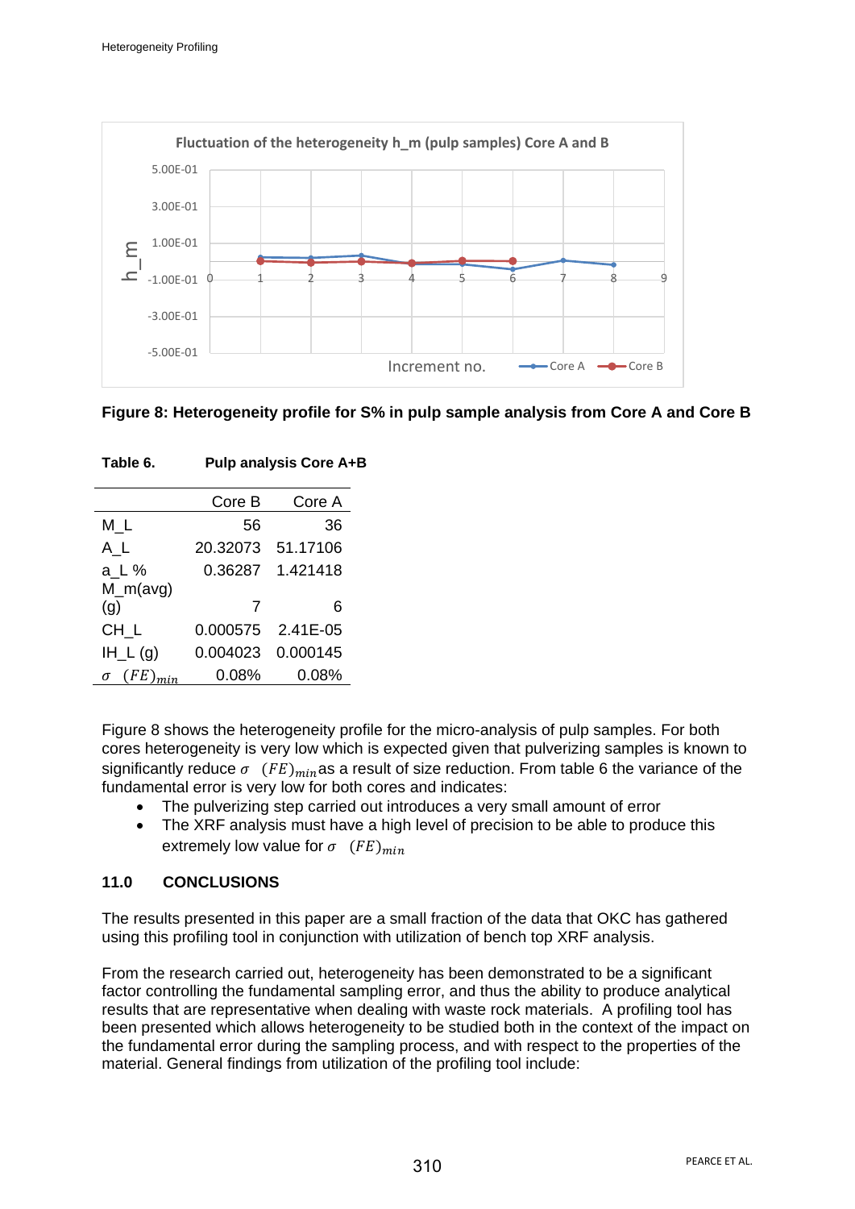Figure 8: Heterogeneity profile for S% in pulp sample analysis from Core A and Core B

**Table 6. Pulp analysis Core A+B**

| | Core B | Core A |
|---|---|---|
| M_L | 56 | 36 |
| A_L | 20.32073 | 51.17106 |
| a_L % | 0.36287 | 1.421418 |
| M_m(avg) (g) | 7 | 6 |
| CH_L | 0.000575 | 2.41E-05 |
| IH_L (g) | 0.004023 | 0.000145 |
| $\sigma \quad (FE)_{min}$ | 0.08% | 0.08% |

Figure 8 shows the heterogeneity profile for the micro-analysis of pulp samples. For both cores heterogeneity is very low which is expected given that pulverizing samples is known to significantly reduce $\sigma \quad (FE)_{min}$ as a result of size reduction. From table 6 the variance of the fundamental error is very low for both cores and indicates:

- The pulverizing step carried out introduces a very small amount of error
- The XRF analysis must have a high level of precision to be able to produce this extremely low value for $\sigma \quad (FE)_{min}$

## 11.0 CONCLUSIONS

The results presented in this paper are a small fraction of the data that OKC has gathered using this profiling tool in conjunction with utilization of bench top XRF analysis.

From the research carried out, heterogeneity has been demonstrated to be a significant factor controlling the fundamental sampling error, and thus the ability to produce analytical results that are representative when dealing with waste rock materials. A profiling tool has been presented which allows heterogeneity to be studied both in the context of the impact on the fundamental error during the sampling process, and with respect to the properties of the material. General findings from utilization of the profiling tool include: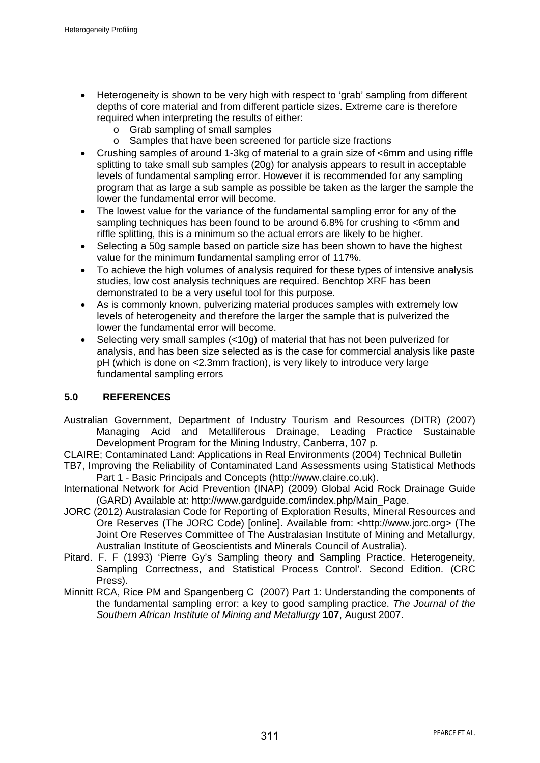- Heterogeneity is shown to be very high with respect to 'grab' sampling from different depths of core material and from different particle sizes. Extreme care is therefore required when interpreting the results of either:
    - Grab sampling of small samples
    - Samples that have been screened for particle size fractions
- Crushing samples of around 1-3kg of material to a grain size of <6mm and using riffle splitting to take small sub samples (20g) for analysis appears to result in acceptable levels of fundamental sampling error. However it is recommended for any sampling program that as large a sub sample as possible be taken as the larger the sample the lower the fundamental error will become.
- The lowest value for the variance of the fundamental sampling error for any of the sampling techniques has been found to be around 6.8% for crushing to <6mm and riffle splitting, this is a minimum so the actual errors are likely to be higher.
- Selecting a 50g sample based on particle size has been shown to have the highest value for the minimum fundamental sampling error of 117%.
- To achieve the high volumes of analysis required for these types of intensive analysis studies, low cost analysis techniques are required. Benchtop XRF has been demonstrated to be a very useful tool for this purpose.
- As is commonly known, pulverizing material produces samples with extremely low levels of heterogeneity and therefore the larger the sample that is pulverized the lower the fundamental error will become.
- Selecting very small samples (<10g) of material that has not been pulverized for analysis, and has been size selected as is the case for commercial analysis like paste pH (which is done on <2.3mm fraction), is very likely to introduce very large fundamental sampling errors

## 5.0 REFERENCES

Australian Government, Department of Industry Tourism and Resources (DITR) (2007) Managing Acid and Metalliferous Drainage, Leading Practice Sustainable Development Program for the Mining Industry, Canberra, 107 p.

CLAIRE; Contaminated Land: Applications in Real Environments (2004) Technical Bulletin TB7, Improving the Reliability of Contaminated Land Assessments using Statistical Methods Part 1 - Basic Principals and Concepts (http://www.claire.co.uk).

International Network for Acid Prevention (INAP) (2009) Global Acid Rock Drainage Guide (GARD) Available at: http://www.gardguide.com/index.php/Main_Page.

JORC (2012) Australasian Code for Reporting of Exploration Results, Mineral Resources and Ore Reserves (The JORC Code) [online]. Available from: <http://www.jorc.org> (The Joint Ore Reserves Committee of The Australasian Institute of Mining and Metallurgy, Australian Institute of Geoscientists and Minerals Council of Australia).

Pitard. F. F (1993) 'Pierre Gy's Sampling theory and Sampling Practice. Heterogeneity, Sampling Correctness, and Statistical Process Control'. Second Edition. (CRC Press).

Minnitt RCA, Rice PM and Spangenberg C (2007) Part 1: Understanding the components of the fundamental sampling error: a key to good sampling practice. *The Journal of the Southern African Institute of Mining and Metallurgy* **107**, August 2007.